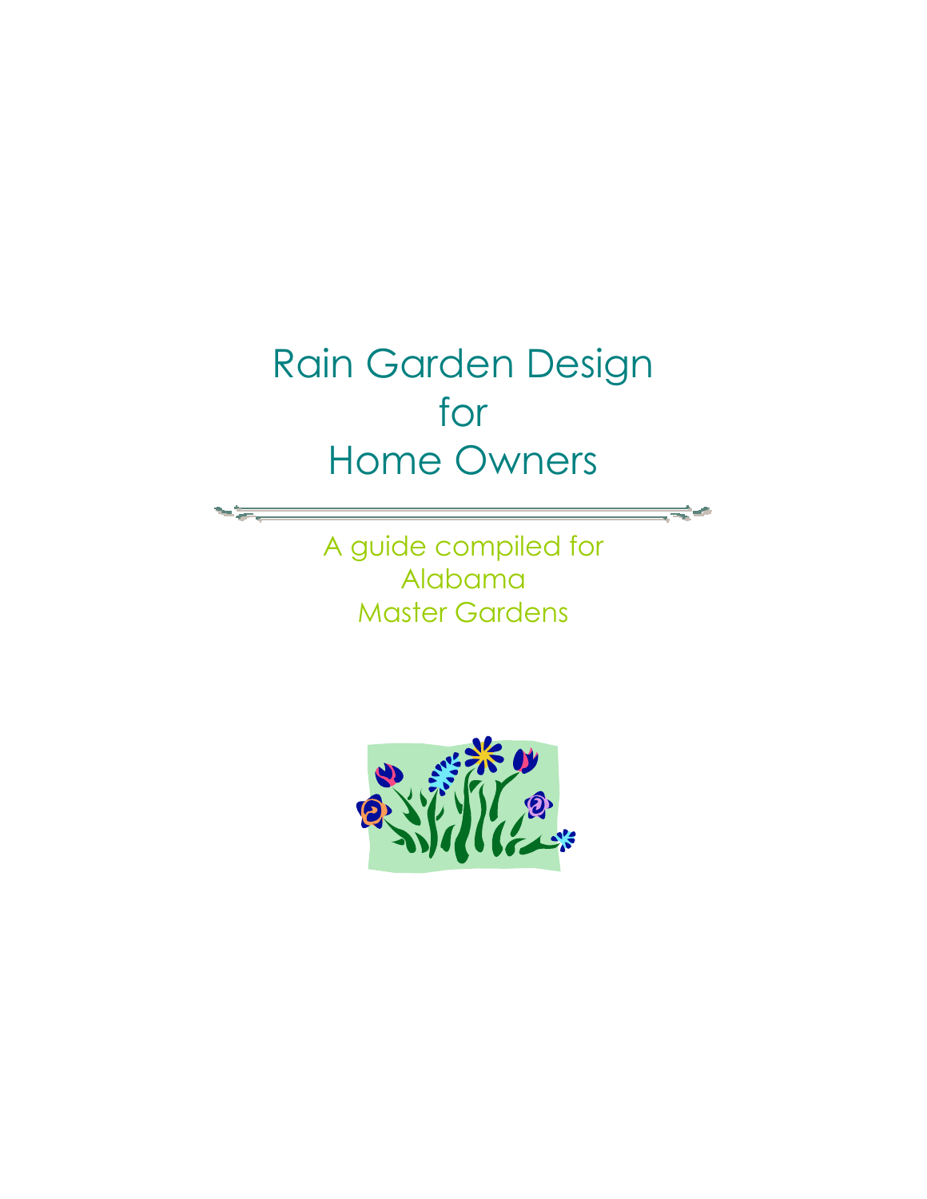# Rain Garden Design for Home Owners

A guide compiled for
Alabama
Master Gardens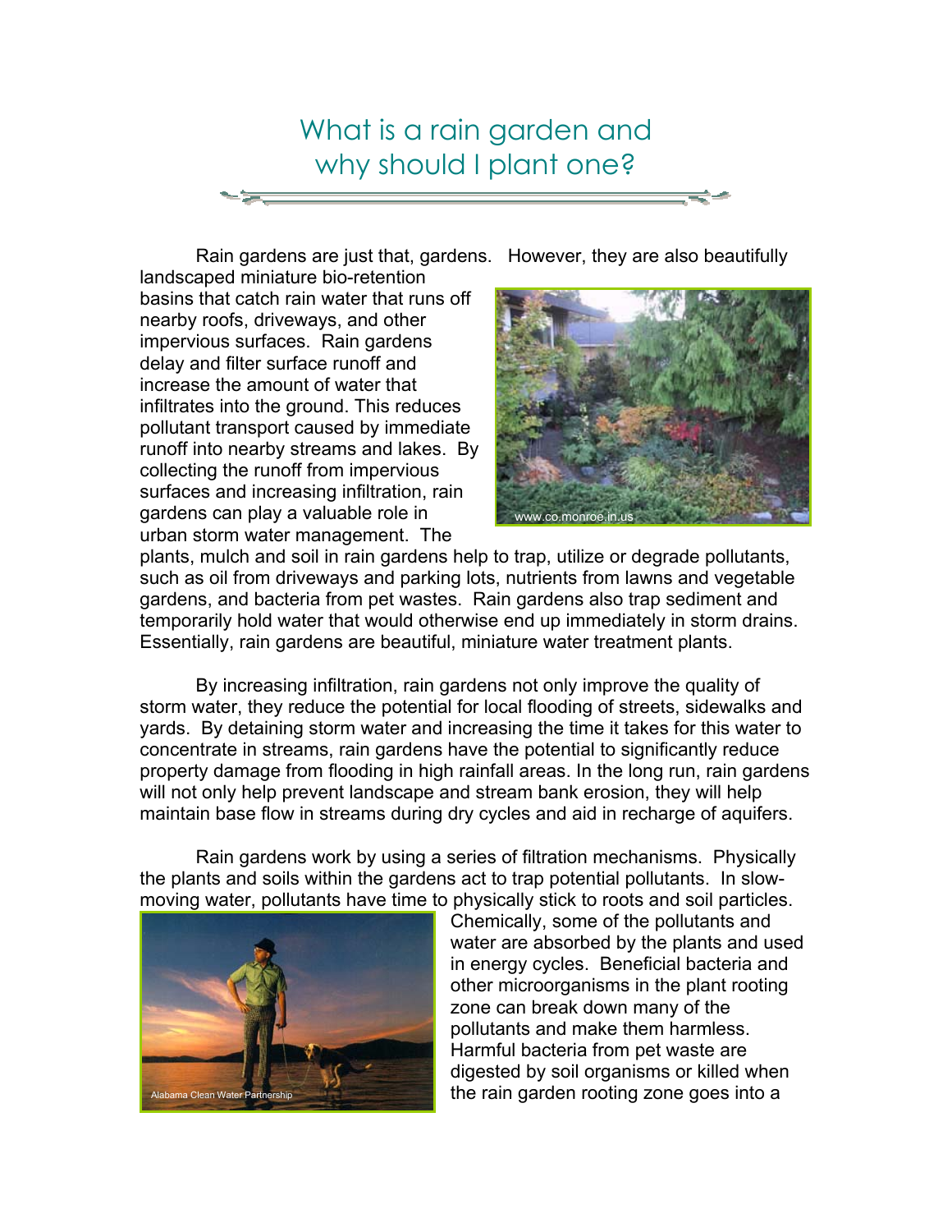# What is a rain garden and why should I plant one?

Rain gardens are just that, gardens. However, they are also beautifully landscaped miniature bio-retention basins that catch rain water that runs off nearby roofs, driveways, and other impervious surfaces. Rain gardens delay and filter surface runoff and increase the amount of water that infiltrates into the ground. This reduces pollutant transport caused by immediate runoff into nearby streams and lakes. By collecting the runoff from impervious surfaces and increasing infiltration, rain gardens can play a valuable role in urban storm water management. The plants, mulch and soil in rain gardens help to trap, utilize or degrade pollutants, such as oil from driveways and parking lots, nutrients from lawns and vegetable gardens, and bacteria from pet wastes. Rain gardens also trap sediment and temporarily hold water that would otherwise end up immediately in storm drains. Essentially, rain gardens are beautiful, miniature water treatment plants.

www.co.monroe.in.us

By increasing infiltration, rain gardens not only improve the quality of storm water, they reduce the potential for local flooding of streets, sidewalks and yards. By detaining storm water and increasing the time it takes for this water to concentrate in streams, rain gardens have the potential to significantly reduce property damage from flooding in high rainfall areas. In the long run, rain gardens will not only help prevent landscape and stream bank erosion, they will help maintain base flow in streams during dry cycles and aid in recharge of aquifers.

Rain gardens work by using a series of filtration mechanisms. Physically the plants and soils within the gardens act to trap potential pollutants. In slow-moving water, pollutants have time to physically stick to roots and soil particles. Chemically, some of the pollutants and water are absorbed by the plants and used in energy cycles. Beneficial bacteria and other microorganisms in the plant rooting zone can break down many of the pollutants and make them harmless. Harmful bacteria from pet waste are digested by soil organisms or killed when the rain garden rooting zone goes into a

Alabama Clean Water Partnership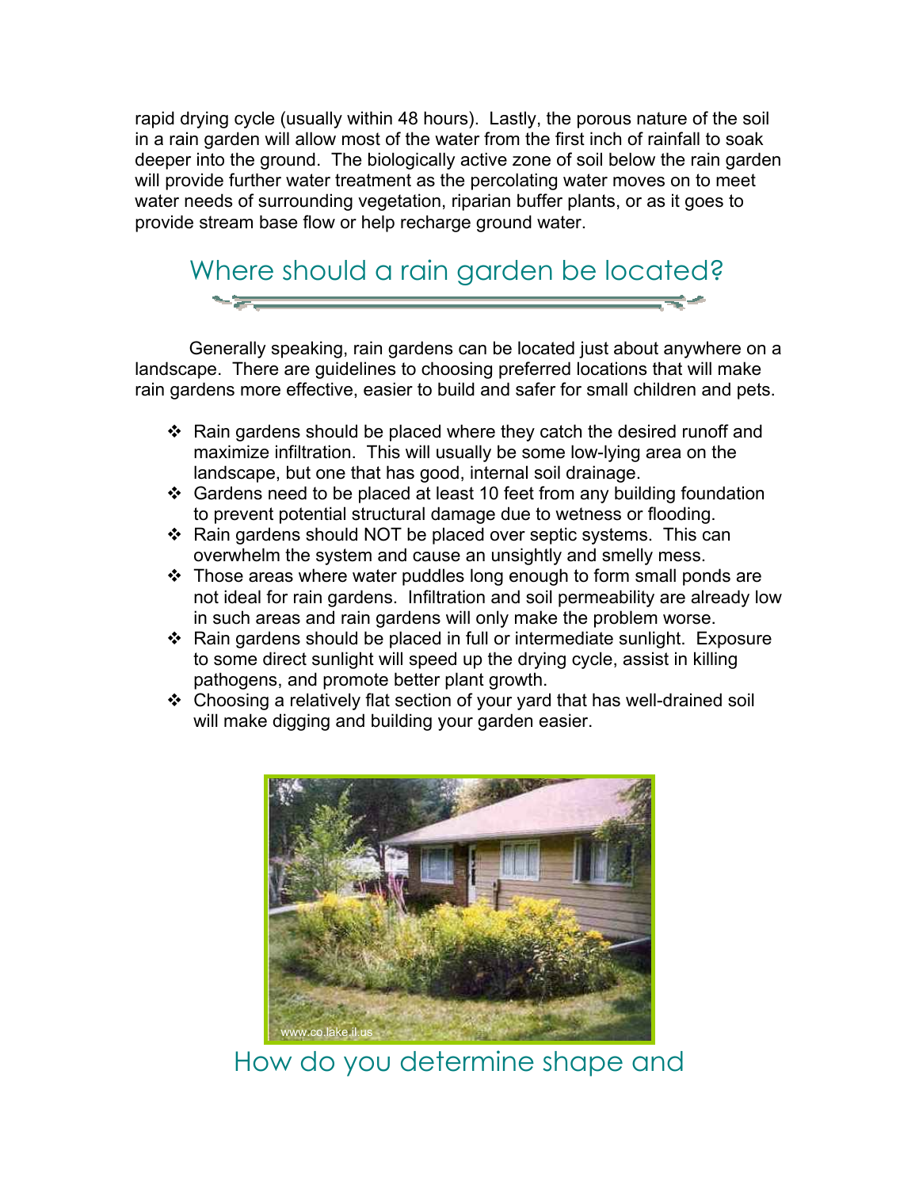rapid drying cycle (usually within 48 hours). Lastly, the porous nature of the soil in a rain garden will allow most of the water from the first inch of rainfall to soak deeper into the ground. The biologically active zone of soil below the rain garden will provide further water treatment as the percolating water moves on to meet water needs of surrounding vegetation, riparian buffer plants, or as it goes to provide stream base flow or help recharge ground water.

## Where should a rain garden be located?

Generally speaking, rain gardens can be located just about anywhere on a landscape. There are guidelines to choosing preferred locations that will make rain gardens more effective, easier to build and safer for small children and pets.

- Rain gardens should be placed where they catch the desired runoff and maximize infiltration. This will usually be some low-lying area on the landscape, but one that has good, internal soil drainage.
- Gardens need to be placed at least 10 feet from any building foundation to prevent potential structural damage due to wetness or flooding.
- Rain gardens should NOT be placed over septic systems. This can overwhelm the system and cause an unsightly and smelly mess.
- Those areas where water puddles long enough to form small ponds are not ideal for rain gardens. Infiltration and soil permeability are already low in such areas and rain gardens will only make the problem worse.
- Rain gardens should be placed in full or intermediate sunlight. Exposure to some direct sunlight will speed up the drying cycle, assist in killing pathogens, and promote better plant growth.
- Choosing a relatively flat section of your yard that has well-drained soil will make digging and building your garden easier.

www.co.lake.il.us

## How do you determine shape and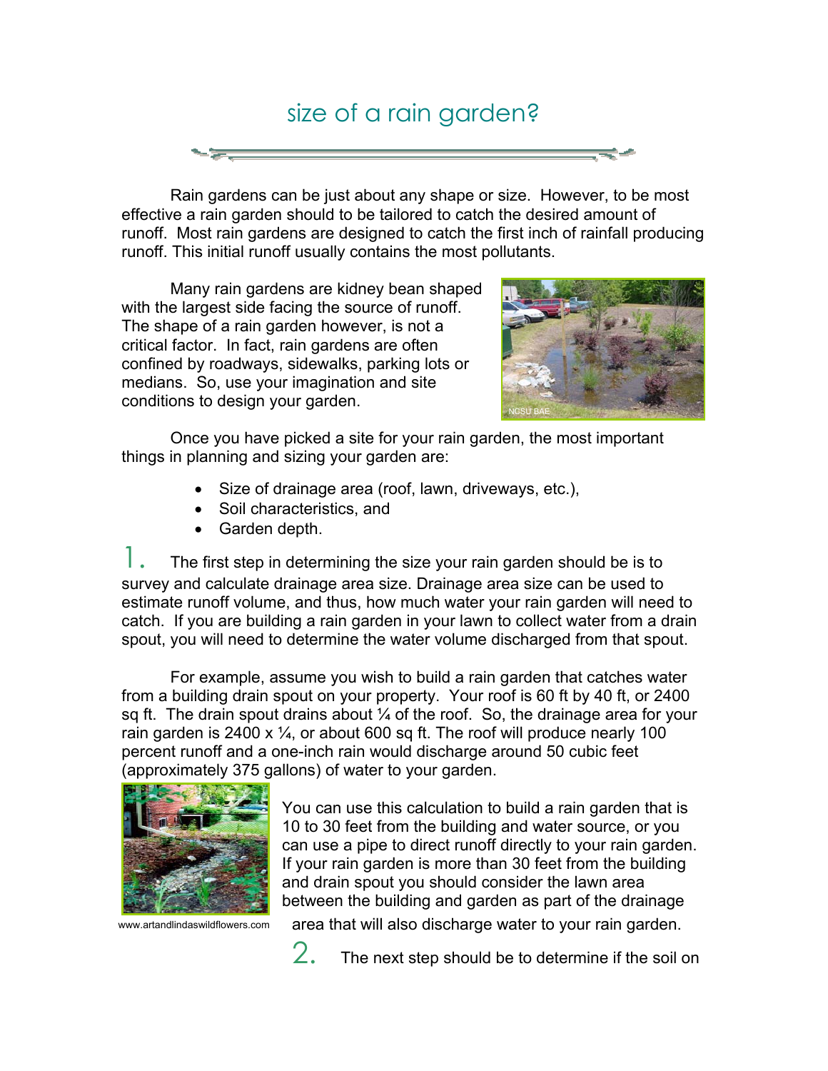## size of a rain garden?

Rain gardens can be just about any shape or size. However, to be most effective a rain garden should to be tailored to catch the desired amount of runoff. Most rain gardens are designed to catch the first inch of rainfall producing runoff. This initial runoff usually contains the most pollutants.

Many rain gardens are kidney bean shaped with the largest side facing the source of runoff. The shape of a rain garden however, is not a critical factor. In fact, rain gardens are often confined by roadways, sidewalks, parking lots or medians. So, use your imagination and site conditions to design your garden.

NCSU BAE

Once you have picked a site for your rain garden, the most important things in planning and sizing your garden are:

- Size of drainage area (roof, lawn, driveways, etc.),
- Soil characteristics, and
- Garden depth.

1. The first step in determining the size your rain garden should be is to survey and calculate drainage area size. Drainage area size can be used to estimate runoff volume, and thus, how much water your rain garden will need to catch. If you are building a rain garden in your lawn to collect water from a drain spout, you will need to determine the water volume discharged from that spout.

For example, assume you wish to build a rain garden that catches water from a building drain spout on your property. Your roof is 60 ft by 40 ft, or 2400 sq ft. The drain spout drains about ¼ of the roof. So, the drainage area for your rain garden is 2400 x ¼, or about 600 sq ft. The roof will produce nearly 100 percent runoff and a one-inch rain would discharge around 50 cubic feet (approximately 375 gallons) of water to your garden.

www.artandlindaswildflowers.com

You can use this calculation to build a rain garden that is 10 to 30 feet from the building and water source, or you can use a pipe to direct runoff directly to your rain garden. If your rain garden is more than 30 feet from the building and drain spout you should consider the lawn area between the building and garden as part of the drainage area that will also discharge water to your rain garden.

2. The next step should be to determine if the soil on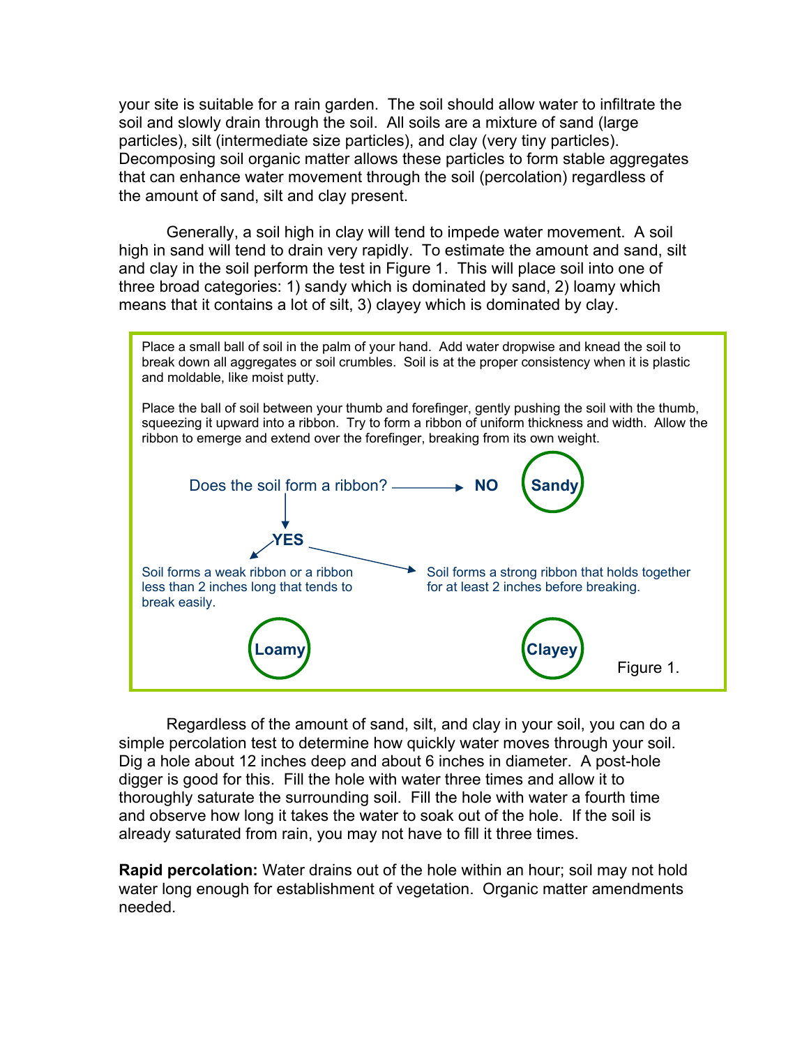your site is suitable for a rain garden. The soil should allow water to infiltrate the soil and slowly drain through the soil. All soils are a mixture of sand (large particles), silt (intermediate size particles), and clay (very tiny particles). Decomposing soil organic matter allows these particles to form stable aggregates that can enhance water movement through the soil (percolation) regardless of the amount of sand, silt and clay present.

Generally, a soil high in clay will tend to impede water movement. A soil high in sand will tend to drain very rapidly. To estimate the amount and sand, silt and clay in the soil perform the test in Figure 1. This will place soil into one of three broad categories: 1) sandy which is dominated by sand, 2) loamy which means that it contains a lot of silt, 3) clayey which is dominated by clay.

> Place a small ball of soil in the palm of your hand. Add water dropwise and knead the soil to break down all aggregates or soil crumbles. Soil is at the proper consistency when it is plastic and moldable, like moist putty.
>
> Place the ball of soil between your thumb and forefinger, gently pushing the soil with the thumb, squeezing it upward into a ribbon. Try to form a ribbon of uniform thickness and width. Allow the ribbon to emerge and extend over the forefinger, breaking from its own weight.
>
> Does the soil form a ribbon? → **NO** → **Sandy**
>
> **YES** →
> - Soil forms a weak ribbon or a ribbon less than 2 inches long that tends to break easily. → **Loamy**
> - Soil forms a strong ribbon that holds together for at least 2 inches before breaking. → **Clayey**

Figure 1.

Regardless of the amount of sand, silt, and clay in your soil, you can do a simple percolation test to determine how quickly water moves through your soil. Dig a hole about 12 inches deep and about 6 inches in diameter. A post-hole digger is good for this. Fill the hole with water three times and allow it to thoroughly saturate the surrounding soil. Fill the hole with water a fourth time and observe how long it takes the water to soak out of the hole. If the soil is already saturated from rain, you may not have to fill it three times.

**Rapid percolation:** Water drains out of the hole within an hour; soil may not hold water long enough for establishment of vegetation. Organic matter amendments needed.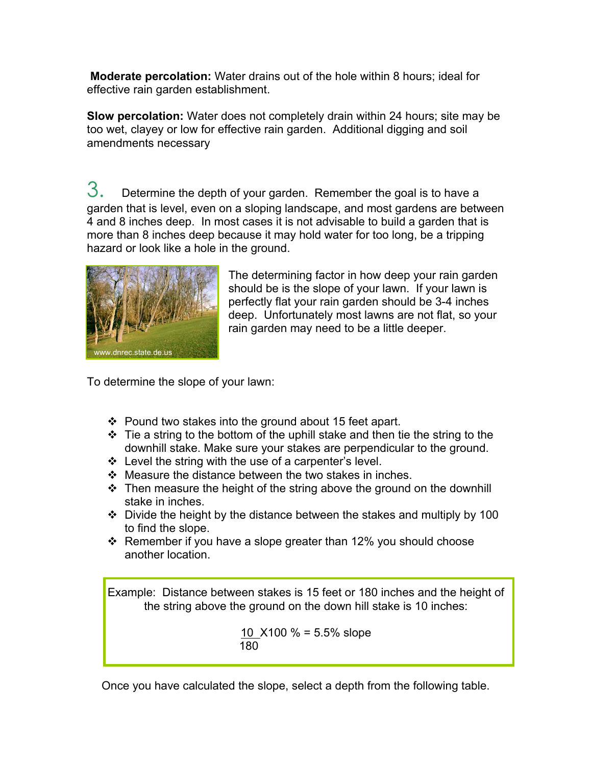**Moderate percolation:** Water drains out of the hole within 8 hours; ideal for effective rain garden establishment.

**Slow percolation:** Water does not completely drain within 24 hours; site may be too wet, clayey or low for effective rain garden. Additional digging and soil amendments necessary

3. Determine the depth of your garden. Remember the goal is to have a garden that is level, even on a sloping landscape, and most gardens are between 4 and 8 inches deep. In most cases it is not advisable to build a garden that is more than 8 inches deep because it may hold water for too long, be a tripping hazard or look like a hole in the ground.

www.dnrec.state.de.us

The determining factor in how deep your rain garden should be is the slope of your lawn. If your lawn is perfectly flat your rain garden should be 3-4 inches deep. Unfortunately most lawns are not flat, so your rain garden may need to be a little deeper.

To determine the slope of your lawn:

- Pound two stakes into the ground about 15 feet apart.
- Tie a string to the bottom of the uphill stake and then tie the string to the downhill stake. Make sure your stakes are perpendicular to the ground.
- Level the string with the use of a carpenter's level.
- Measure the distance between the two stakes in inches.
- Then measure the height of the string above the ground on the downhill stake in inches.
- Divide the height by the distance between the stakes and multiply by 100 to find the slope.
- Remember if you have a slope greater than 12% you should choose another location.

> Example: Distance between stakes is 15 feet or 180 inches and the height of the string above the ground on the down hill stake is 10 inches:
>
> $$\frac{10}{180} \times 100\ \% = 5.5\%\ \text{slope}$$

Once you have calculated the slope, select a depth from the following table.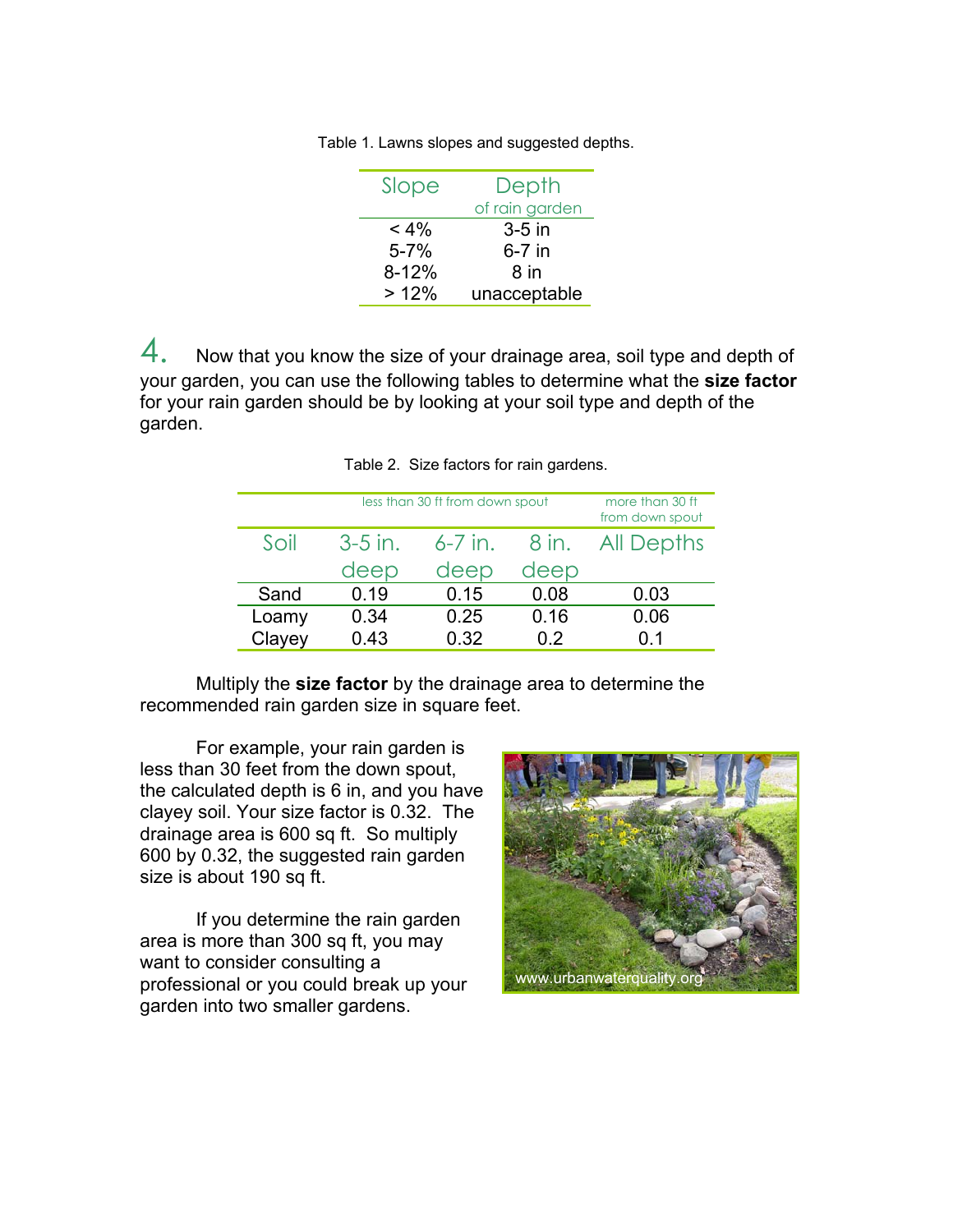Table 1. Lawns slopes and suggested depths.

| Slope | Depth of rain garden |
|---|---|
| < 4% | 3-5 in |
| 5-7% | 6-7 in |
| 8-12% | 8 in |
| > 12% | unacceptable |

4. Now that you know the size of your drainage area, soil type and depth of your garden, you can use the following tables to determine what the **size factor** for your rain garden should be by looking at your soil type and depth of the garden.

Table 2. Size factors for rain gardens.

| | less than 30 ft from down spout | | | more than 30 ft from down spout |
|---|---|---|---|---|
| Soil | 3-5 in. deep | 6-7 in. deep | 8 in. deep | All Depths |
| Sand | 0.19 | 0.15 | 0.08 | 0.03 |
| Loamy | 0.34 | 0.25 | 0.16 | 0.06 |
| Clayey | 0.43 | 0.32 | 0.2 | 0.1 |

Multiply the **size factor** by the drainage area to determine the recommended rain garden size in square feet.

For example, your rain garden is less than 30 feet from the down spout, the calculated depth is 6 in, and you have clayey soil. Your size factor is 0.32. The drainage area is 600 sq ft. So multiply 600 by 0.32, the suggested rain garden size is about 190 sq ft.

If you determine the rain garden area is more than 300 sq ft, you may want to consider consulting a professional or you could break up your garden into two smaller gardens.

www.urbanwaterquality.org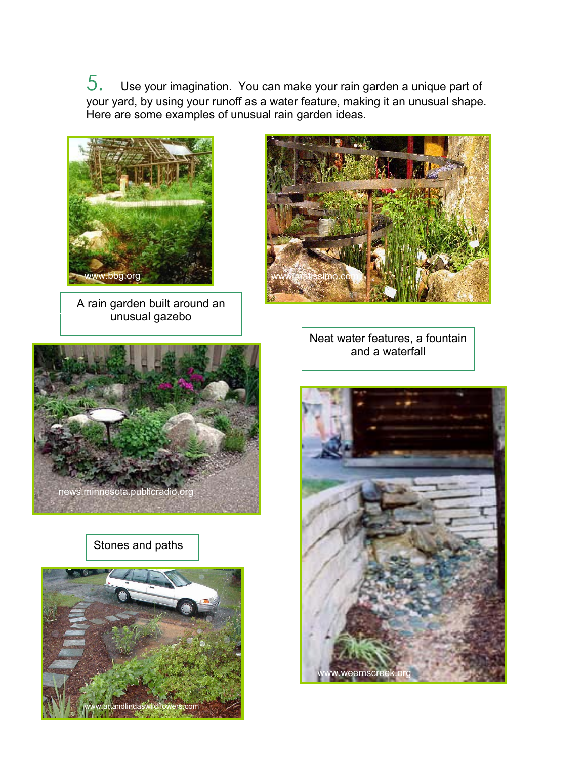5. Use your imagination. You can make your rain garden a unique part of your yard, by using your runoff as a water feature, making it an unusual shape. Here are some examples of unusual rain garden ideas.

A rain garden built around an unusual gazebo

Neat water features, a fountain and a waterfall

Stones and paths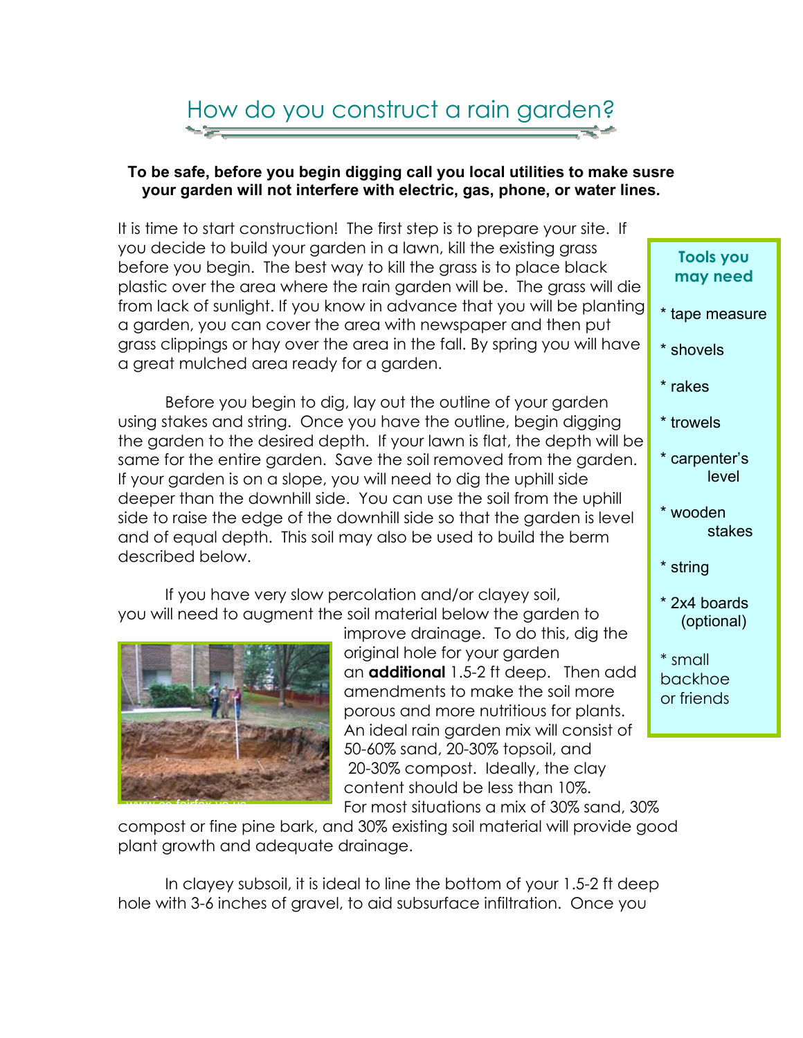# How do you construct a rain garden?

**To be safe, before you begin digging call you local utilities to make susre your garden will not interfere with electric, gas, phone, or water lines.**

It is time to start construction! The first step is to prepare your site. If you decide to build your garden in a lawn, kill the existing grass before you begin. The best way to kill the grass is to place black plastic over the area where the rain garden will be. The grass will die from lack of sunlight. If you know in advance that you will be planting a garden, you can cover the area with newspaper and then put grass clippings or hay over the area in the fall. By spring you will have a great mulched area ready for a garden.

Before you begin to dig, lay out the outline of your garden using stakes and string. Once you have the outline, begin digging the garden to the desired depth. If your lawn is flat, the depth will be same for the entire garden. Save the soil removed from the garden. If your garden is on a slope, you will need to dig the uphill side deeper than the downhill side. You can use the soil from the uphill side to raise the edge of the downhill side so that the garden is level and of equal depth. This soil may also be used to build the berm described below.

If you have very slow percolation and/or clayey soil, you will need to augment the soil material below the garden to improve drainage. To do this, dig the original hole for your garden an **additional** 1.5-2 ft deep. Then add amendments to make the soil more porous and more nutritious for plants. An ideal rain garden mix will consist of 50-60% sand, 20-30% topsoil, and 20-30% compost. Ideally, the clay content should be less than 10%. For most situations a mix of 30% sand, 30% compost or fine pine bark, and 30% existing soil material will provide good plant growth and adequate drainage.

www.co.fairfax.va.us

In clayey subsoil, it is ideal to line the bottom of your 1.5-2 ft deep hole with 3-6 inches of gravel, to aid subsurface infiltration. Once you

**Tools you may need**

* tape measure
* shovels
* rakes
* trowels
* carpenter's level
* wooden stakes
* string
* 2x4 boards (optional)
* small backhoe or friends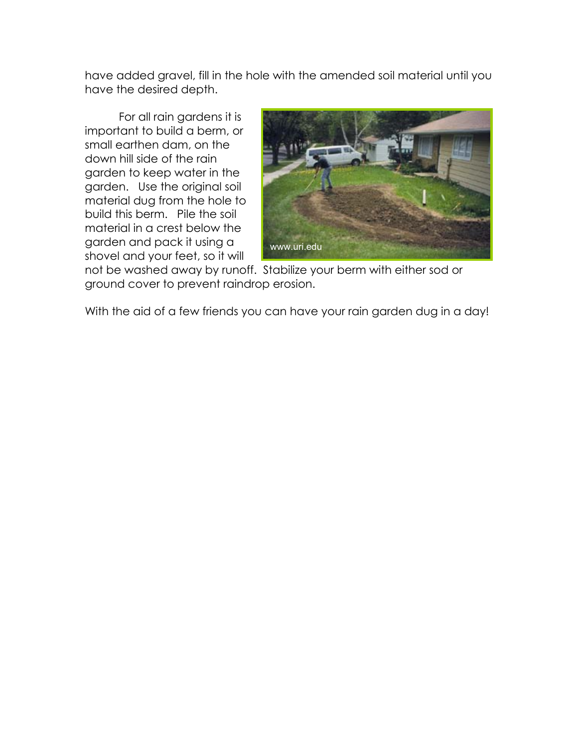have added gravel, fill in the hole with the amended soil material until you have the desired depth.

For all rain gardens it is important to build a berm, or small earthen dam, on the down hill side of the rain garden to keep water in the garden. Use the original soil material dug from the hole to build this berm. Pile the soil material in a crest below the garden and pack it using a shovel and your feet, so it will not be washed away by runoff. Stabilize your berm with either sod or ground cover to prevent raindrop erosion.

With the aid of a few friends you can have your rain garden dug in a day!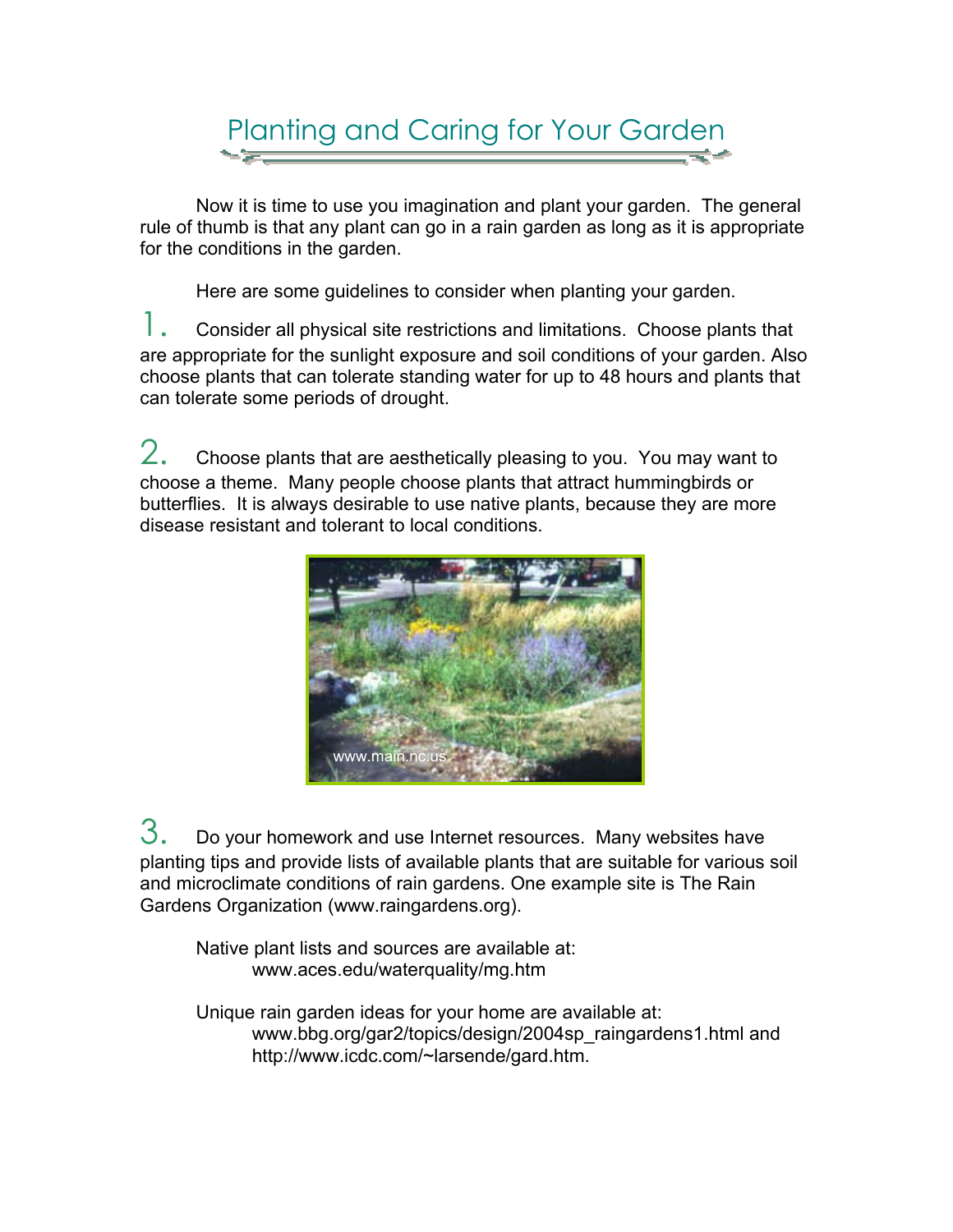# Planting and Caring for Your Garden

Now it is time to use you imagination and plant your garden. The general rule of thumb is that any plant can go in a rain garden as long as it is appropriate for the conditions in the garden.

Here are some guidelines to consider when planting your garden.

1. Consider all physical site restrictions and limitations. Choose plants that are appropriate for the sunlight exposure and soil conditions of your garden. Also choose plants that can tolerate standing water for up to 48 hours and plants that can tolerate some periods of drought.

2. Choose plants that are aesthetically pleasing to you. You may want to choose a theme. Many people choose plants that attract hummingbirds or butterflies. It is always desirable to use native plants, because they are more disease resistant and tolerant to local conditions.

3. Do your homework and use Internet resources. Many websites have planting tips and provide lists of available plants that are suitable for various soil and microclimate conditions of rain gardens. One example site is The Rain Gardens Organization (www.raingardens.org).

Native plant lists and sources are available at:
www.aces.edu/waterquality/mg.htm

Unique rain garden ideas for your home are available at:
www.bbg.org/gar2/topics/design/2004sp_raingardens1.html and
http://www.icdc.com/~larsende/gard.htm.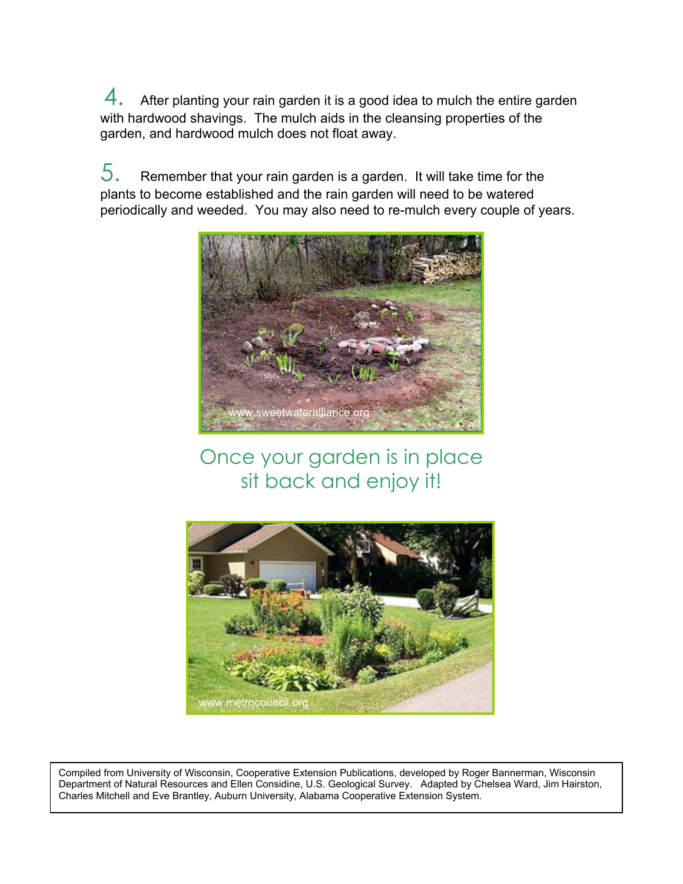4. After planting your rain garden it is a good idea to mulch the entire garden with hardwood shavings. The mulch aids in the cleansing properties of the garden, and hardwood mulch does not float away.

5. Remember that your rain garden is a garden. It will take time for the plants to become established and the rain garden will need to be watered periodically and weeded. You may also need to re-mulch every couple of years.

www.sweetwateralliance.org

Once your garden is in place sit back and enjoy it!

www.metrocouncil.org

Compiled from University of Wisconsin, Cooperative Extension Publications, developed by Roger Bannerman, Wisconsin Department of Natural Resources and Ellen Considine, U.S. Geological Survey. Adapted by Chelsea Ward, Jim Hairston, Charles Mitchell and Eve Brantley, Auburn University, Alabama Cooperative Extension System.